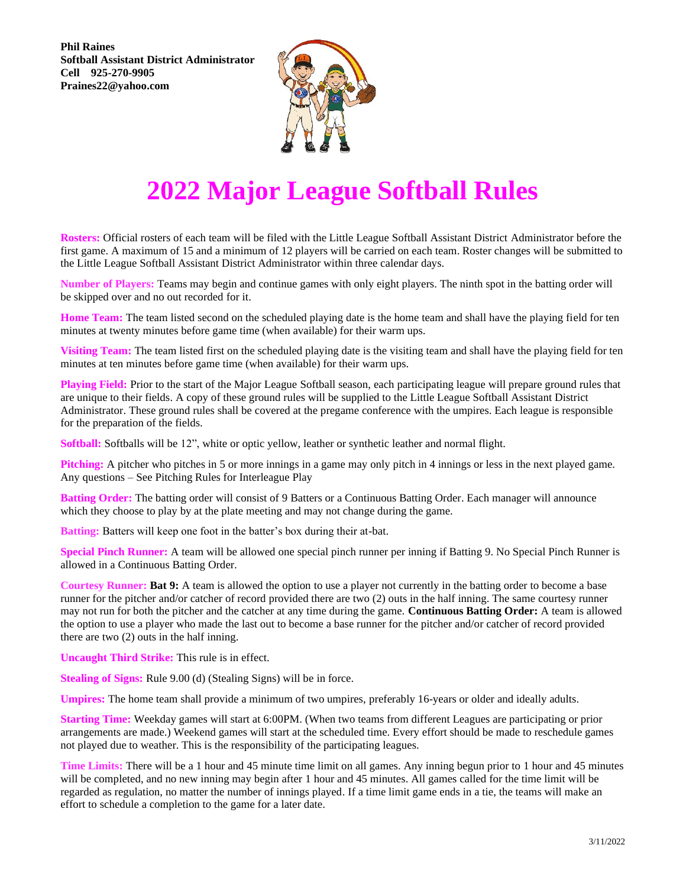**Phil Raines**
**Softball Assistant District Administrator**
**Cell 925-270-9905**
**Praines22@yahoo.com**

# 2022 Major League Softball Rules

**Rosters:** Official rosters of each team will be filed with the Little League Softball Assistant District Administrator before the first game. A maximum of 15 and a minimum of 12 players will be carried on each team. Roster changes will be submitted to the Little League Softball Assistant District Administrator within three calendar days.

**Number of Players:** Teams may begin and continue games with only eight players. The ninth spot in the batting order will be skipped over and no out recorded for it.

**Home Team:** The team listed second on the scheduled playing date is the home team and shall have the playing field for ten minutes at twenty minutes before game time (when available) for their warm ups.

**Visiting Team:** The team listed first on the scheduled playing date is the visiting team and shall have the playing field for ten minutes at ten minutes before game time (when available) for their warm ups.

**Playing Field:** Prior to the start of the Major League Softball season, each participating league will prepare ground rules that are unique to their fields. A copy of these ground rules will be supplied to the Little League Softball Assistant District Administrator. These ground rules shall be covered at the pregame conference with the umpires. Each league is responsible for the preparation of the fields.

**Softball:** Softballs will be 12", white or optic yellow, leather or synthetic leather and normal flight.

**Pitching:** A pitcher who pitches in 5 or more innings in a game may only pitch in 4 innings or less in the next played game. Any questions – See Pitching Rules for Interleague Play

**Batting Order:** The batting order will consist of 9 Batters or a Continuous Batting Order. Each manager will announce which they choose to play by at the plate meeting and may not change during the game.

**Batting:** Batters will keep one foot in the batter's box during their at-bat.

**Special Pinch Runner:** A team will be allowed one special pinch runner per inning if Batting 9. No Special Pinch Runner is allowed in a Continuous Batting Order.

**Courtesy Runner:** **Bat 9:** A team is allowed the option to use a player not currently in the batting order to become a base runner for the pitcher and/or catcher of record provided there are two (2) outs in the half inning. The same courtesy runner may not run for both the pitcher and the catcher at any time during the game. **Continuous Batting Order:** A team is allowed the option to use a player who made the last out to become a base runner for the pitcher and/or catcher of record provided there are two (2) outs in the half inning.

**Uncaught Third Strike:** This rule is in effect.

**Stealing of Signs:** Rule 9.00 (d) (Stealing Signs) will be in force.

**Umpires:** The home team shall provide a minimum of two umpires, preferably 16-years or older and ideally adults.

**Starting Time:** Weekday games will start at 6:00PM. (When two teams from different Leagues are participating or prior arrangements are made.) Weekend games will start at the scheduled time. Every effort should be made to reschedule games not played due to weather. This is the responsibility of the participating leagues.

**Time Limits:** There will be a 1 hour and 45 minute time limit on all games. Any inning begun prior to 1 hour and 45 minutes will be completed, and no new inning may begin after 1 hour and 45 minutes. All games called for the time limit will be regarded as regulation, no matter the number of innings played. If a time limit game ends in a tie, the teams will make an effort to schedule a completion to the game for a later date.

3/11/2022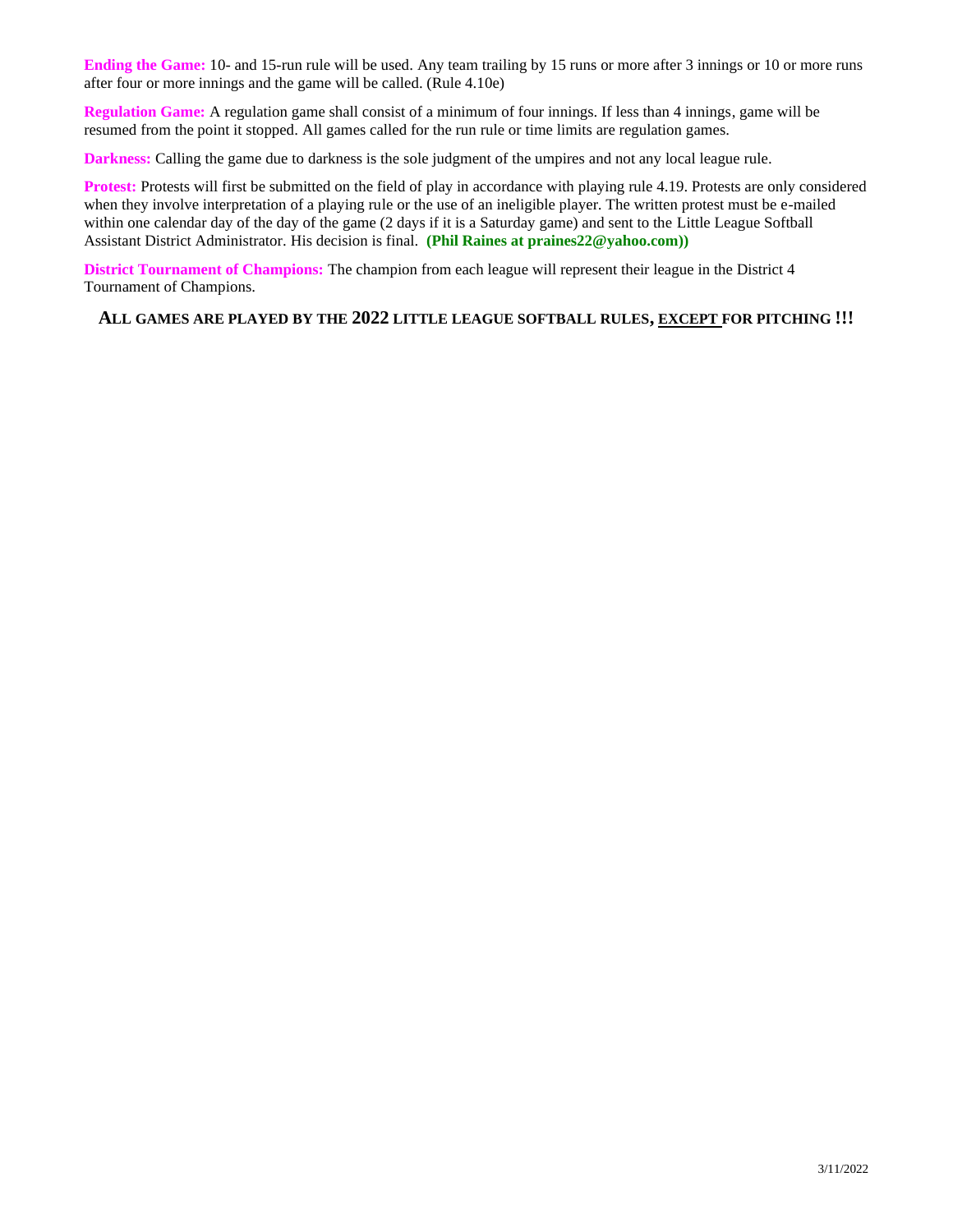**Ending the Game:** 10- and 15-run rule will be used. Any team trailing by 15 runs or more after 3 innings or 10 or more runs after four or more innings and the game will be called. (Rule 4.10e)

**Regulation Game:** A regulation game shall consist of a minimum of four innings. If less than 4 innings, game will be resumed from the point it stopped. All games called for the run rule or time limits are regulation games.

**Darkness:** Calling the game due to darkness is the sole judgment of the umpires and not any local league rule.

**Protest:** Protests will first be submitted on the field of play in accordance with playing rule 4.19. Protests are only considered when they involve interpretation of a playing rule or the use of an ineligible player. The written protest must be e-mailed within one calendar day of the day of the game (2 days if it is a Saturday game) and sent to the Little League Softball Assistant District Administrator. His decision is final. **(Phil Raines at praines22@yahoo.com))**

**District Tournament of Champions:** The champion from each league will represent their league in the District 4 Tournament of Champions.

**ALL GAMES ARE PLAYED BY THE 2022 LITTLE LEAGUE SOFTBALL RULES, EXCEPT FOR PITCHING !!!**

3/11/2022